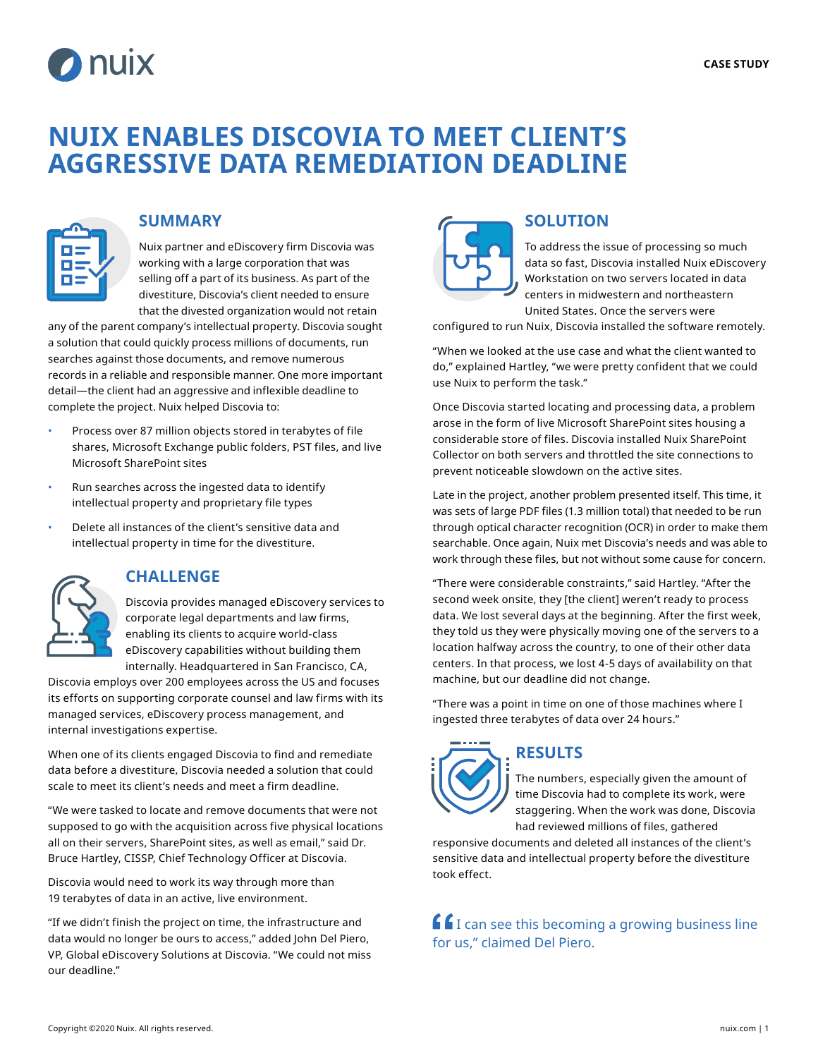CASE STUDY

# NUIX ENABLES DISCOVIA TO MEET CLIENT'S AGGRESSIVE DATA REMEDIATION DEADLINE

## SUMMARY

Nuix partner and eDiscovery firm Discovia was working with a large corporation that was selling off a part of its business. As part of the divestiture, Discovia's client needed to ensure that the divested organization would not retain any of the parent company's intellectual property. Discovia sought a solution that could quickly process millions of documents, run searches against those documents, and remove numerous records in a reliable and responsible manner. One more important detail—the client had an aggressive and inflexible deadline to complete the project. Nuix helped Discovia to:

- Process over 87 million objects stored in terabytes of file shares, Microsoft Exchange public folders, PST files, and live Microsoft SharePoint sites
- Run searches across the ingested data to identify intellectual property and proprietary file types
- Delete all instances of the client's sensitive data and intellectual property in time for the divestiture.

## CHALLENGE

Discovia provides managed eDiscovery services to corporate legal departments and law firms, enabling its clients to acquire world-class eDiscovery capabilities without building them internally. Headquartered in San Francisco, CA, Discovia employs over 200 employees across the US and focuses its efforts on supporting corporate counsel and law firms with its managed services, eDiscovery process management, and internal investigations expertise.

When one of its clients engaged Discovia to find and remediate data before a divestiture, Discovia needed a solution that could scale to meet its client's needs and meet a firm deadline.

"We were tasked to locate and remove documents that were not supposed to go with the acquisition across five physical locations all on their servers, SharePoint sites, as well as email," said Dr. Bruce Hartley, CISSP, Chief Technology Officer at Discovia.

Discovia would need to work its way through more than 19 terabytes of data in an active, live environment.

"If we didn't finish the project on time, the infrastructure and data would no longer be ours to access," added John Del Piero, VP, Global eDiscovery Solutions at Discovia. "We could not miss our deadline."

## SOLUTION

To address the issue of processing so much data so fast, Discovia installed Nuix eDiscovery Workstation on two servers located in data centers in midwestern and northeastern United States. Once the servers were configured to run Nuix, Discovia installed the software remotely.

"When we looked at the use case and what the client wanted to do," explained Hartley, "we were pretty confident that we could use Nuix to perform the task."

Once Discovia started locating and processing data, a problem arose in the form of live Microsoft SharePoint sites housing a considerable store of files. Discovia installed Nuix SharePoint Collector on both servers and throttled the site connections to prevent noticeable slowdown on the active sites.

Late in the project, another problem presented itself. This time, it was sets of large PDF files (1.3 million total) that needed to be run through optical character recognition (OCR) in order to make them searchable. Once again, Nuix met Discovia's needs and was able to work through these files, but not without some cause for concern.

"There were considerable constraints," said Hartley. "After the second week onsite, they [the client] weren't ready to process data. We lost several days at the beginning. After the first week, they told us they were physically moving one of the servers to a location halfway across the country, to one of their other data centers. In that process, we lost 4-5 days of availability on that machine, but our deadline did not change.

"There was a point in time on one of those machines where I ingested three terabytes of data over 24 hours."

## RESULTS

The numbers, especially given the amount of time Discovia had to complete its work, were staggering. When the work was done, Discovia had reviewed millions of files, gathered responsive documents and deleted all instances of the client's sensitive data and intellectual property before the divestiture took effect.

> "I can see this becoming a growing business line for us," claimed Del Piero.

Copyright ©2020 Nuix. All rights reserved.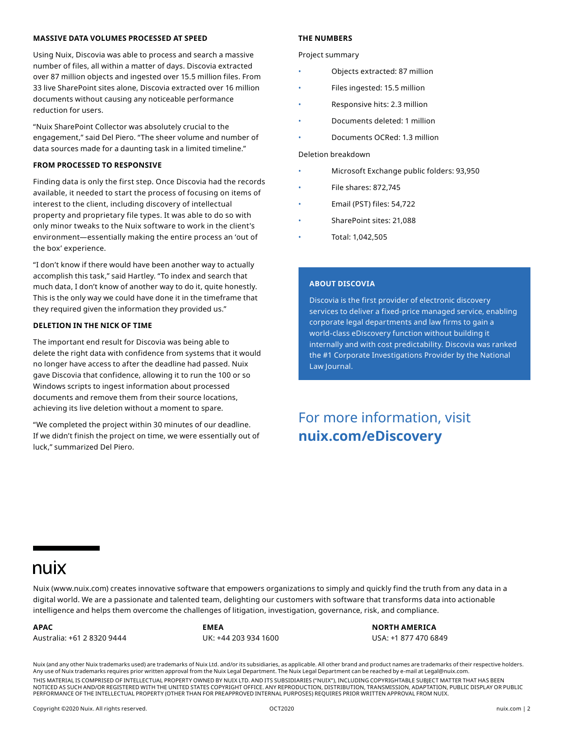### MASSIVE DATA VOLUMES PROCESSED AT SPEED

Using Nuix, Discovia was able to process and search a massive number of files, all within a matter of days. Discovia extracted over 87 million objects and ingested over 15.5 million files. From 33 live SharePoint sites alone, Discovia extracted over 16 million documents without causing any noticeable performance reduction for users.

"Nuix SharePoint Collector was absolutely crucial to the engagement," said Del Piero. "The sheer volume and number of data sources made for a daunting task in a limited timeline."

### FROM PROCESSED TO RESPONSIVE

Finding data is only the first step. Once Discovia had the records available, it needed to start the process of focusing on items of interest to the client, including discovery of intellectual property and proprietary file types. It was able to do so with only minor tweaks to the Nuix software to work in the client's environment—essentially making the entire process an 'out of the box' experience.

"I don't know if there would have been another way to actually accomplish this task," said Hartley. "To index and search that much data, I don't know of another way to do it, quite honestly. This is the only way we could have done it in the timeframe that they required given the information they provided us."

### DELETION IN THE NICK OF TIME

The important end result for Discovia was being able to delete the right data with confidence from systems that it would no longer have access to after the deadline had passed. Nuix gave Discovia that confidence, allowing it to run the 100 or so Windows scripts to ingest information about processed documents and remove them from their source locations, achieving its live deletion without a moment to spare.

"We completed the project within 30 minutes of our deadline. If we didn't finish the project on time, we were essentially out of luck," summarized Del Piero.

### THE NUMBERS

Project summary

- Objects extracted: 87 million
- Files ingested: 15.5 million
- Responsive hits: 2.3 million
- Documents deleted: 1 million
- Documents OCRed: 1.3 million

Deletion breakdown

- Microsoft Exchange public folders: 93,950
- File shares: 872,745
- Email (PST) files: 54,722
- SharePoint sites: 21,088
- Total: 1,042,505

### ABOUT DISCOVIA

Discovia is the first provider of electronic discovery services to deliver a fixed-price managed service, enabling corporate legal departments and law firms to gain a world-class eDiscovery function without building it internally and with cost predictability. Discovia was ranked the #1 Corporate Investigations Provider by the National Law Journal.

For more information, visit **nuix.com/eDiscovery**

nuix

Nuix (www.nuix.com) creates innovative software that empowers organizations to simply and quickly find the truth from any data in a digital world. We are a passionate and talented team, delighting our customers with software that transforms data into actionable intelligence and helps them overcome the challenges of litigation, investigation, governance, risk, and compliance.

**APAC**
Australia: +61 2 8320 9444

**EMEA**
UK: +44 203 934 1600

**NORTH AMERICA**
USA: +1 877 470 6849

Nuix (and any other Nuix trademarks used) are trademarks of Nuix Ltd. and/or its subsidiaries, as applicable. All other brand and product names are trademarks of their respective holders. Any use of Nuix trademarks requires prior written approval from the Nuix Legal Department. The Nuix Legal Department can be reached by e-mail at Legal@nuix.com.

THIS MATERIAL IS COMPRISED OF INTELLECTUAL PROPERTY OWNED BY NUIX LTD. AND ITS SUBSIDIARIES ("NUIX"), INCLUDING COPYRIGHTABLE SUBJECT MATTER THAT HAS BEEN NOTICED AS SUCH AND/OR REGISTERED WITH THE UNITED STATES COPYRIGHT OFFICE. ANY REPRODUCTION, DISTRIBUTION, TRANSMISSION, ADAPTATION, PUBLIC DISPLAY OR PUBLIC PERFORMANCE OF THE INTELLECTUAL PROPERTY (OTHER THAN FOR PREAPPROVED INTERNAL PURPOSES) REQUIRES PRIOR WRITTEN APPROVAL FROM NUIX.

Copyright ©2020 Nuix. All rights reserved.

OCT2020